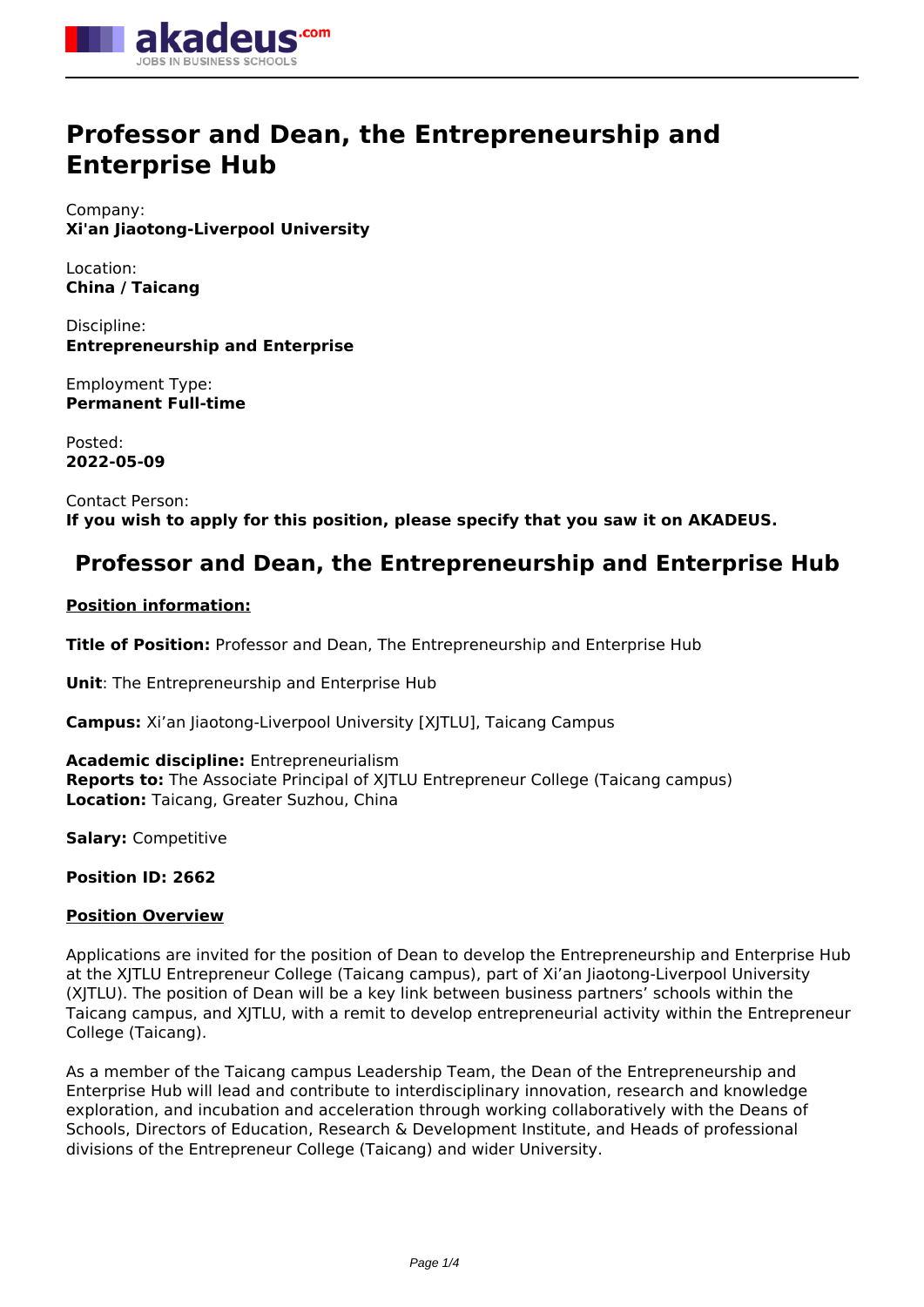# Professor and Dean, the Entrepreneurship and Enterprise Hub

Company:
**Xi'an Jiaotong-Liverpool University**

Location:
**China / Taicang**

Discipline:
**Entrepreneurship and Enterprise**

Employment Type:
**Permanent Full-time**

Posted:
**2022-05-09**

Contact Person:
**If you wish to apply for this position, please specify that you saw it on AKADEUS.**

## Professor and Dean, the Entrepreneurship and Enterprise Hub

**Position information:**

**Title of Position:** Professor and Dean, The Entrepreneurship and Enterprise Hub

**Unit**: The Entrepreneurship and Enterprise Hub

**Campus:** Xi'an Jiaotong-Liverpool University [XJTLU], Taicang Campus

**Academic discipline:** Entrepreneurialism
**Reports to:** The Associate Principal of XJTLU Entrepreneur College (Taicang campus)
**Location:** Taicang, Greater Suzhou, China

**Salary:** Competitive

**Position ID: 2662**

**Position Overview**

Applications are invited for the position of Dean to develop the Entrepreneurship and Enterprise Hub at the XJTLU Entrepreneur College (Taicang campus), part of Xi'an Jiaotong-Liverpool University (XJTLU). The position of Dean will be a key link between business partners' schools within the Taicang campus, and XJTLU, with a remit to develop entrepreneurial activity within the Entrepreneur College (Taicang).

As a member of the Taicang campus Leadership Team, the Dean of the Entrepreneurship and Enterprise Hub will lead and contribute to interdisciplinary innovation, research and knowledge exploration, and incubation and acceleration through working collaboratively with the Deans of Schools, Directors of Education, Research & Development Institute, and Heads of professional divisions of the Entrepreneur College (Taicang) and wider University.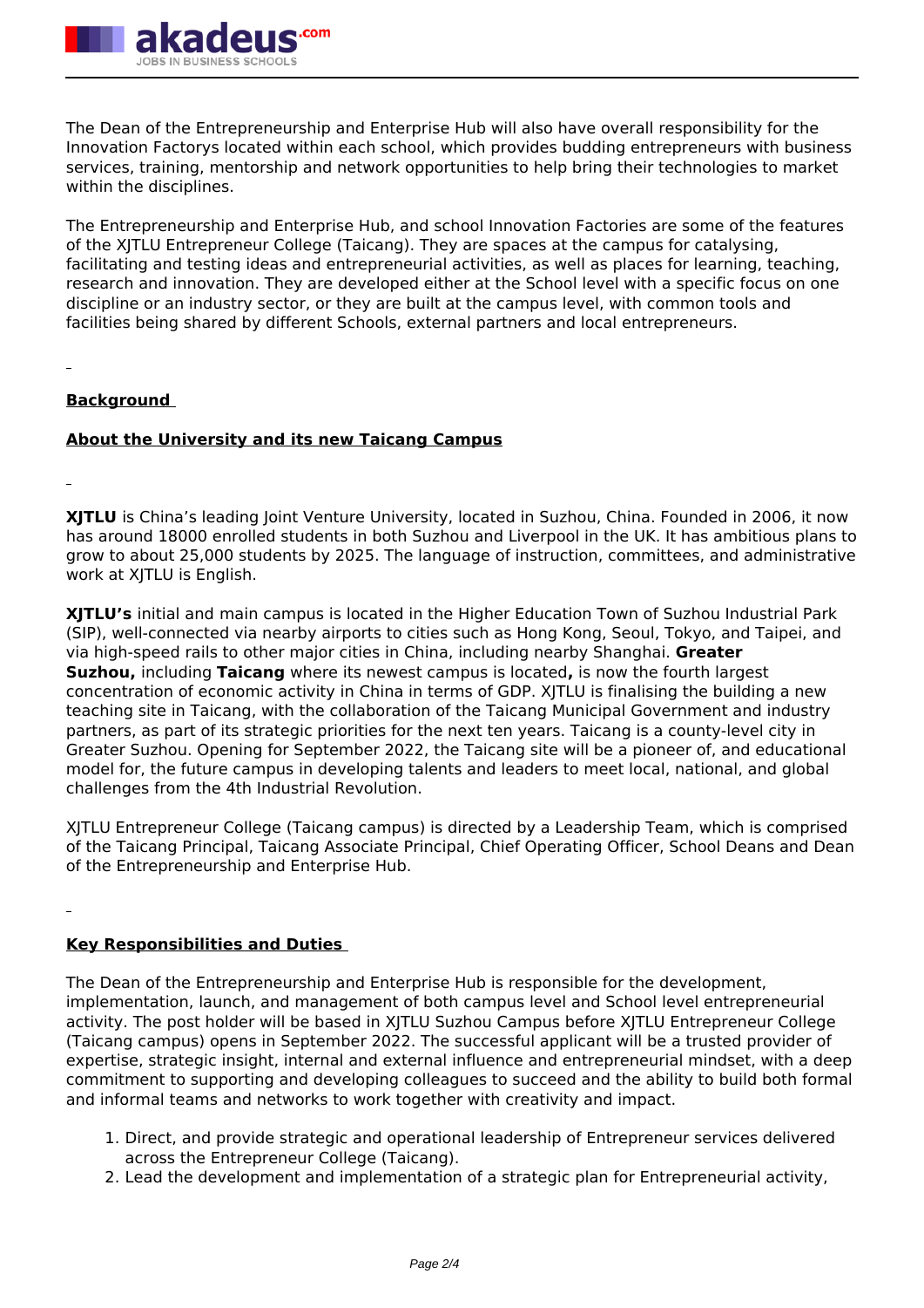The Dean of the Entrepreneurship and Enterprise Hub will also have overall responsibility for the Innovation Factorys located within each school, which provides budding entrepreneurs with business services, training, mentorship and network opportunities to help bring their technologies to market within the disciplines.

The Entrepreneurship and Enterprise Hub, and school Innovation Factories are some of the features of the XJTLU Entrepreneur College (Taicang). They are spaces at the campus for catalysing, facilitating and testing ideas and entrepreneurial activities, as well as places for learning, teaching, research and innovation. They are developed either at the School level with a specific focus on one discipline or an industry sector, or they are built at the campus level, with common tools and facilities being shared by different Schools, external partners and local entrepreneurs.

**Background**

**About the University and its new Taicang Campus**

**XJTLU** is China's leading Joint Venture University, located in Suzhou, China. Founded in 2006, it now has around 18000 enrolled students in both Suzhou and Liverpool in the UK. It has ambitious plans to grow to about 25,000 students by 2025. The language of instruction, committees, and administrative work at XJTLU is English.

**XJTLU's** initial and main campus is located in the Higher Education Town of Suzhou Industrial Park (SIP), well-connected via nearby airports to cities such as Hong Kong, Seoul, Tokyo, and Taipei, and via high-speed rails to other major cities in China, including nearby Shanghai. **Greater Suzhou,** including **Taicang** where its newest campus is located**,** is now the fourth largest concentration of economic activity in China in terms of GDP. XJTLU is finalising the building a new teaching site in Taicang, with the collaboration of the Taicang Municipal Government and industry partners, as part of its strategic priorities for the next ten years. Taicang is a county-level city in Greater Suzhou. Opening for September 2022, the Taicang site will be a pioneer of, and educational model for, the future campus in developing talents and leaders to meet local, national, and global challenges from the 4th Industrial Revolution.

XJTLU Entrepreneur College (Taicang campus) is directed by a Leadership Team, which is comprised of the Taicang Principal, Taicang Associate Principal, Chief Operating Officer, School Deans and Dean of the Entrepreneurship and Enterprise Hub.

**Key Responsibilities and Duties**

The Dean of the Entrepreneurship and Enterprise Hub is responsible for the development, implementation, launch, and management of both campus level and School level entrepreneurial activity. The post holder will be based in XJTLU Suzhou Campus before XJTLU Entrepreneur College (Taicang campus) opens in September 2022. The successful applicant will be a trusted provider of expertise, strategic insight, internal and external influence and entrepreneurial mindset, with a deep commitment to supporting and developing colleagues to succeed and the ability to build both formal and informal teams and networks to work together with creativity and impact.

1. Direct, and provide strategic and operational leadership of Entrepreneur services delivered across the Entrepreneur College (Taicang).
2. Lead the development and implementation of a strategic plan for Entrepreneurial activity,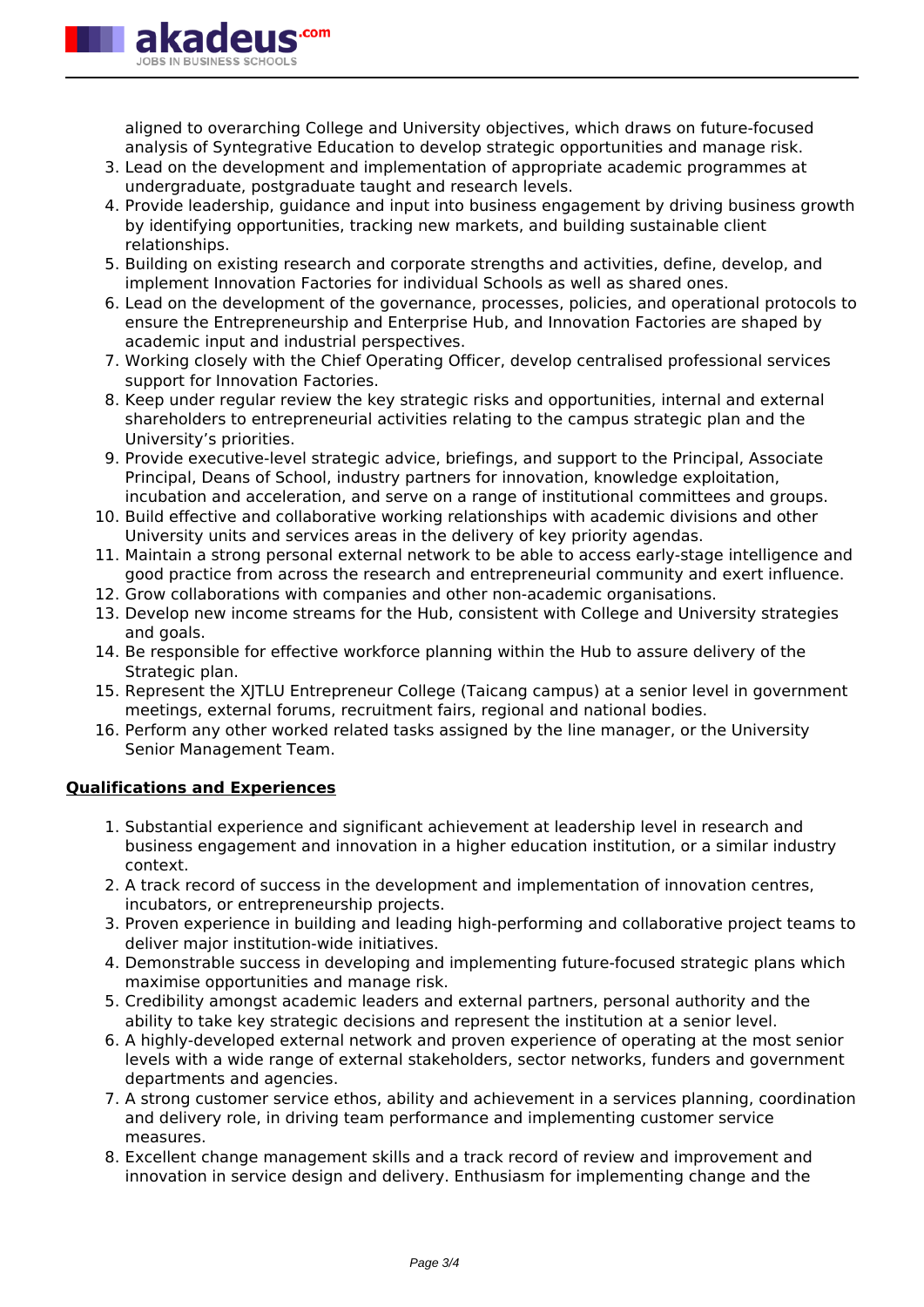aligned to overarching College and University objectives, which draws on future-focused analysis of Syntegrative Education to develop strategic opportunities and manage risk.

3. Lead on the development and implementation of appropriate academic programmes at undergraduate, postgraduate taught and research levels.
4. Provide leadership, guidance and input into business engagement by driving business growth by identifying opportunities, tracking new markets, and building sustainable client relationships.
5. Building on existing research and corporate strengths and activities, define, develop, and implement Innovation Factories for individual Schools as well as shared ones.
6. Lead on the development of the governance, processes, policies, and operational protocols to ensure the Entrepreneurship and Enterprise Hub, and Innovation Factories are shaped by academic input and industrial perspectives.
7. Working closely with the Chief Operating Officer, develop centralised professional services support for Innovation Factories.
8. Keep under regular review the key strategic risks and opportunities, internal and external shareholders to entrepreneurial activities relating to the campus strategic plan and the University's priorities.
9. Provide executive-level strategic advice, briefings, and support to the Principal, Associate Principal, Deans of School, industry partners for innovation, knowledge exploitation, incubation and acceleration, and serve on a range of institutional committees and groups.
10. Build effective and collaborative working relationships with academic divisions and other University units and services areas in the delivery of key priority agendas.
11. Maintain a strong personal external network to be able to access early-stage intelligence and good practice from across the research and entrepreneurial community and exert influence.
12. Grow collaborations with companies and other non-academic organisations.
13. Develop new income streams for the Hub, consistent with College and University strategies and goals.
14. Be responsible for effective workforce planning within the Hub to assure delivery of the Strategic plan.
15. Represent the XJTLU Entrepreneur College (Taicang campus) at a senior level in government meetings, external forums, recruitment fairs, regional and national bodies.
16. Perform any other worked related tasks assigned by the line manager, or the University Senior Management Team.

**Qualifications and Experiences**

1. Substantial experience and significant achievement at leadership level in research and business engagement and innovation in a higher education institution, or a similar industry context.
2. A track record of success in the development and implementation of innovation centres, incubators, or entrepreneurship projects.
3. Proven experience in building and leading high-performing and collaborative project teams to deliver major institution-wide initiatives.
4. Demonstrable success in developing and implementing future-focused strategic plans which maximise opportunities and manage risk.
5. Credibility amongst academic leaders and external partners, personal authority and the ability to take key strategic decisions and represent the institution at a senior level.
6. A highly-developed external network and proven experience of operating at the most senior levels with a wide range of external stakeholders, sector networks, funders and government departments and agencies.
7. A strong customer service ethos, ability and achievement in a services planning, coordination and delivery role, in driving team performance and implementing customer service measures.
8. Excellent change management skills and a track record of review and improvement and innovation in service design and delivery. Enthusiasm for implementing change and the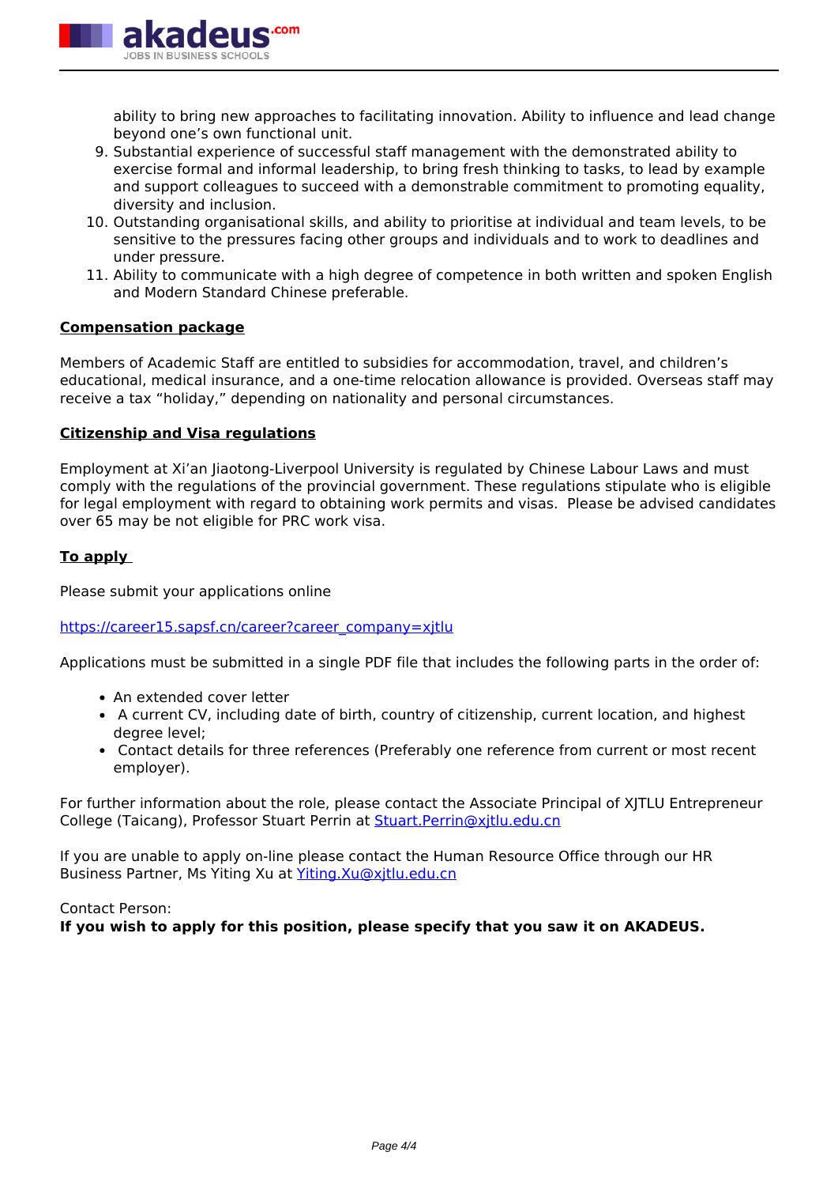ability to bring new approaches to facilitating innovation. Ability to influence and lead change beyond one's own functional unit.

9. Substantial experience of successful staff management with the demonstrated ability to exercise formal and informal leadership, to bring fresh thinking to tasks, to lead by example and support colleagues to succeed with a demonstrable commitment to promoting equality, diversity and inclusion.
10. Outstanding organisational skills, and ability to prioritise at individual and team levels, to be sensitive to the pressures facing other groups and individuals and to work to deadlines and under pressure.
11. Ability to communicate with a high degree of competence in both written and spoken English and Modern Standard Chinese preferable.

**Compensation package**

Members of Academic Staff are entitled to subsidies for accommodation, travel, and children's educational, medical insurance, and a one-time relocation allowance is provided. Overseas staff may receive a tax "holiday," depending on nationality and personal circumstances.

**Citizenship and Visa regulations**

Employment at Xi'an Jiaotong-Liverpool University is regulated by Chinese Labour Laws and must comply with the regulations of the provincial government. These regulations stipulate who is eligible for legal employment with regard to obtaining work permits and visas. Please be advised candidates over 65 may be not eligible for PRC work visa.

**To apply**

Please submit your applications online

https://career15.sapsf.cn/career?career_company=xjtlu

Applications must be submitted in a single PDF file that includes the following parts in the order of:

- An extended cover letter
- A current CV, including date of birth, country of citizenship, current location, and highest degree level;
- Contact details for three references (Preferably one reference from current or most recent employer).

For further information about the role, please contact the Associate Principal of XJTLU Entrepreneur College (Taicang), Professor Stuart Perrin at Stuart.Perrin@xjtlu.edu.cn

If you are unable to apply on-line please contact the Human Resource Office through our HR Business Partner, Ms Yiting Xu at Yiting.Xu@xjtlu.edu.cn

Contact Person:

**If you wish to apply for this position, please specify that you saw it on AKADEUS.**